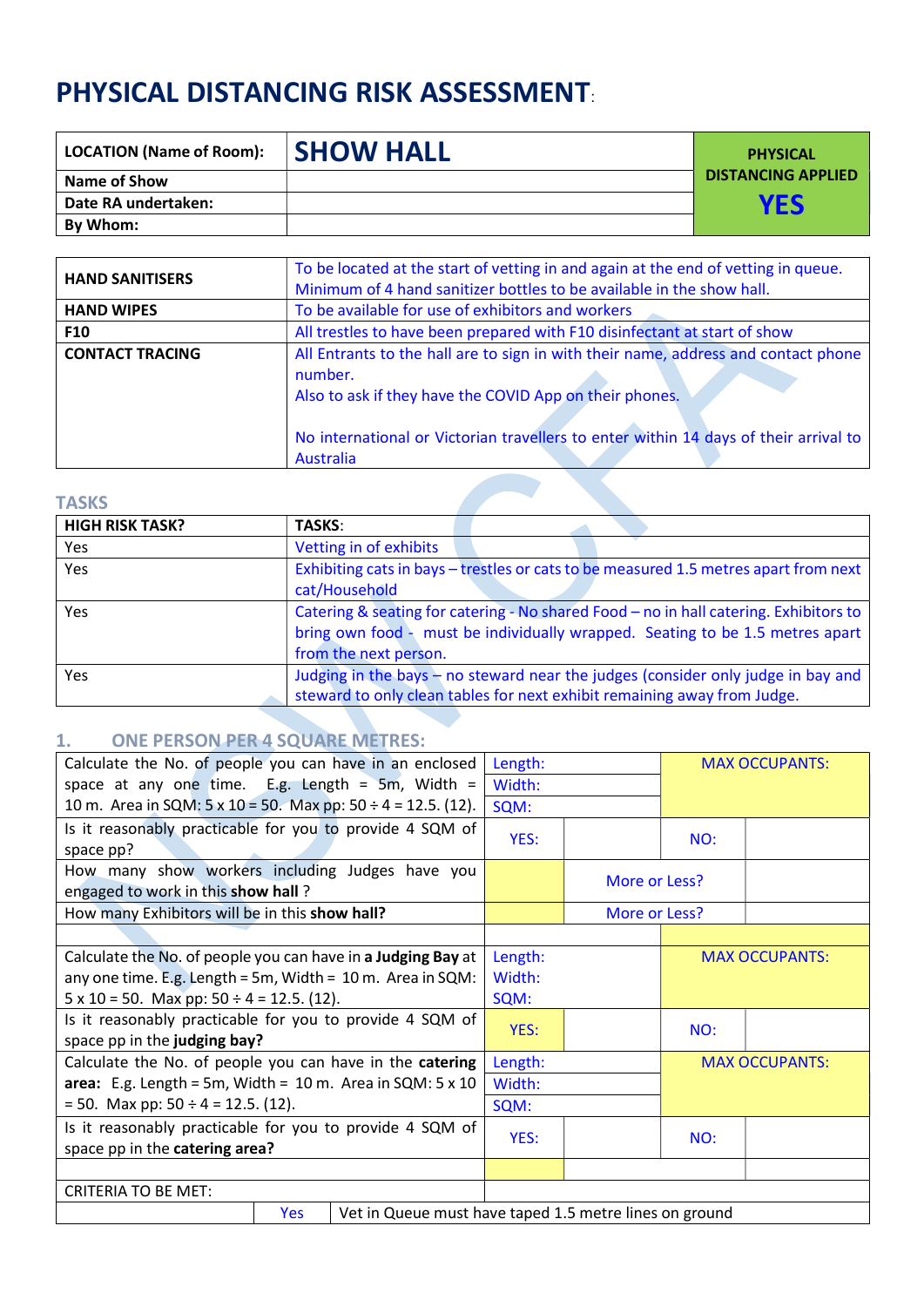# PHYSICAL DISTANCING RISK ASSESSMENT:

| LOCATION (Name of Room): | SHOW HALL | PHYSICAL DISTANCING APPLIED YES |
|---|---|---|
| Name of Show | | |
| Date RA undertaken: | | |
| By Whom: | | |

| | |
|---|---|
| HAND SANITISERS | To be located at the start of vetting in and again at the end of vetting in queue. Minimum of 4 hand sanitizer bottles to be available in the show hall. |
| HAND WIPES | To be available for use of exhibitors and workers |
| F10 | All trestles to have been prepared with F10 disinfectant at start of show |
| CONTACT TRACING | All Entrants to the hall are to sign in with their name, address and contact phone number.<br>Also to ask if they have the COVID App on their phones.<br><br>No international or Victorian travellers to enter within 14 days of their arrival to Australia |

## TASKS

| HIGH RISK TASK? | TASKS: |
|---|---|
| Yes | Vetting in of exhibits |
| Yes | Exhibiting cats in bays – trestles or cats to be measured 1.5 metres apart from next cat/Household |
| Yes | Catering & seating for catering - No shared Food – no in hall catering. Exhibitors to bring own food - must be individually wrapped. Seating to be 1.5 metres apart from the next person. |
| Yes | Judging in the bays – no steward near the judges (consider only judge in bay and steward to only clean tables for next exhibit remaining away from Judge. |

## 1. ONE PERSON PER 4 SQUARE METRES:

| | | | | |
|---|---|---|---|---|
| Calculate the No. of people you can have in an enclosed space at any one time. E.g. Length = 5m, Width = 10 m. Area in SQM: 5 x 10 = 50. Max pp: 50 ÷ 4 = 12.5. (12). | Length:<br>Width:<br>SQM: | | MAX OCCUPANTS: | |
| Is it reasonably practicable for you to provide 4 SQM of space pp? | YES: | | NO: | |
| How many show workers including Judges have you engaged to work in this **show hall** ? | | More or Less? | | |
| How many Exhibitors will be in this **show hall?** | | More or Less? | | |
| | | | | |
| Calculate the No. of people you can have in **a Judging Bay** at any one time. E.g. Length = 5m, Width = 10 m. Area in SQM: 5 x 10 = 50. Max pp: 50 ÷ 4 = 12.5. (12). | Length:<br>Width:<br>SQM: | | MAX OCCUPANTS: | |
| Is it reasonably practicable for you to provide 4 SQM of space pp in the **judging bay?** | YES: | | NO: | |
| Calculate the No. of people you can have in the **catering area:** E.g. Length = 5m, Width = 10 m. Area in SQM: 5 x 10 = 50. Max pp: 50 ÷ 4 = 12.5. (12). | Length:<br>Width:<br>SQM: | | MAX OCCUPANTS: | |
| Is it reasonably practicable for you to provide 4 SQM of space pp in the **catering area?** | YES: | | NO: | |
| | | | | |
| CRITERIA TO BE MET: | | | | |

| | | |
|---|---|---|
| | Yes | Vet in Queue must have taped 1.5 metre lines on ground |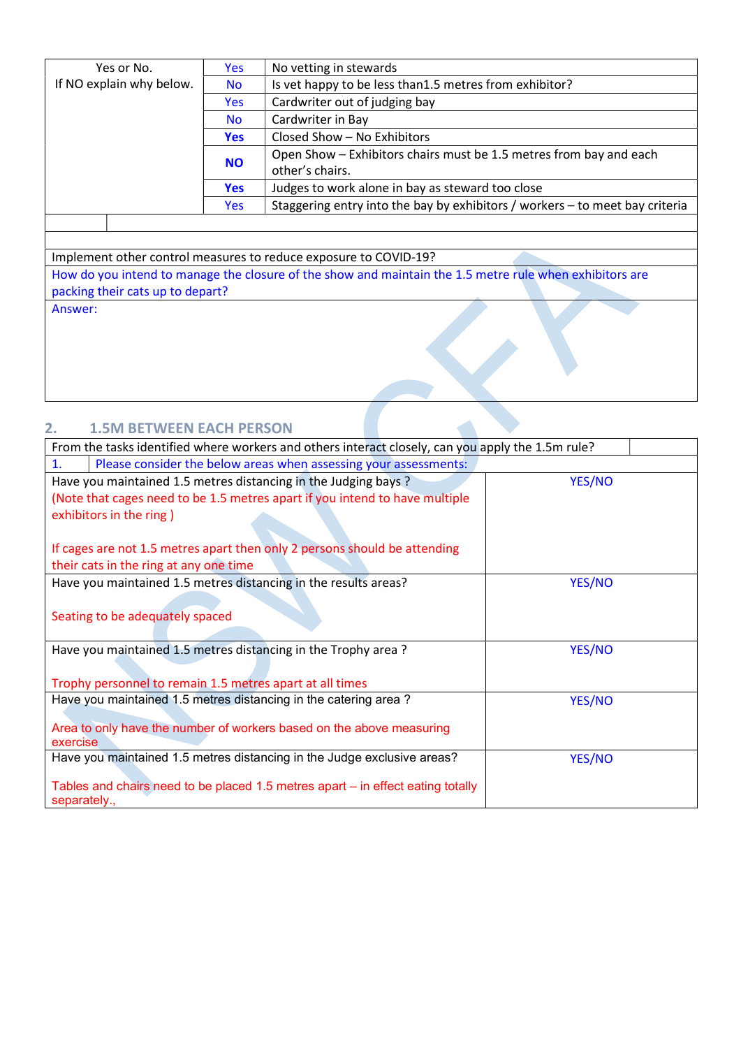| Yes or No. If NO explain why below. | Yes | No vetting in stewards |
|---|---|---|
| | No | Is vet happy to be less than1.5 metres from exhibitor? |
| | Yes | Cardwriter out of judging bay |
| | No | Cardwriter in Bay |
| | **Yes** | Closed Show – No Exhibitors |
| | **NO** | Open Show – Exhibitors chairs must be 1.5 metres from bay and each other's chairs. |
| | **Yes** | Judges to work alone in bay as steward too close |
| | Yes | Staggering entry into the bay by exhibitors / workers – to meet bay criteria |

| Implement other control measures to reduce exposure to COVID-19? |
|---|
| How do you intend to manage the closure of the show and maintain the 1.5 metre rule when exhibitors are packing their cats up to depart? |
| Answer: |

## 2. 1.5M BETWEEN EACH PERSON

| From the tasks identified where workers and others interact closely, can you apply the 1.5m rule? | |
|---|---|
| 1. Please consider the below areas when assessing your assessments: | |
| Have you maintained 1.5 metres distancing in the Judging bays ? (Note that cages need to be 1.5 metres apart if you intend to have multiple exhibitors in the ring ) If cages are not 1.5 metres apart then only 2 persons should be attending their cats in the ring at any one time | YES/NO |
| Have you maintained 1.5 metres distancing in the results areas? Seating to be adequately spaced | YES/NO |
| Have you maintained 1.5 metres distancing in the Trophy area ? Trophy personnel to remain 1.5 metres apart at all times | YES/NO |
| Have you maintained 1.5 metres distancing in the catering area ? Area to only have the number of workers based on the above measuring exercise | YES/NO |
| Have you maintained 1.5 metres distancing in the Judge exclusive areas? Tables and chairs need to be placed 1.5 metres apart – in effect eating totally separately., | YES/NO |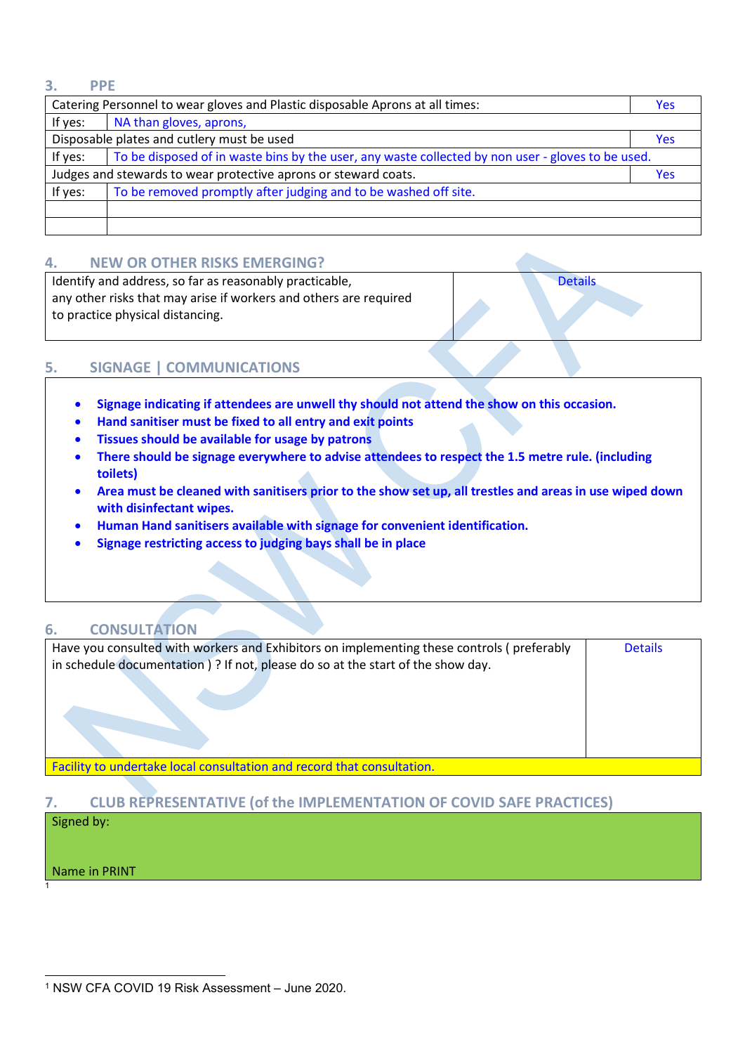## 3. PPE

| | | |
|---|---|---|
| Catering Personnel to wear gloves and Plastic disposable Aprons at all times: | | Yes |
| If yes: | NA than gloves, aprons, | |
| Disposable plates and cutlery must be used | | Yes |
| If yes: | To be disposed of in waste bins by the user, any waste collected by non user - gloves to be used. | |
| Judges and stewards to wear protective aprons or steward coats. | | Yes |
| If yes: | To be removed promptly after judging and to be washed off site. | |
| | | |
| | | |

## 4. NEW OR OTHER RISKS EMERGING?

| | |
|---|---|
| Identify and address, so far as reasonably practicable, any other risks that may arise if workers and others are required to practice physical distancing. | Details |

## 5. SIGNAGE | COMMUNICATIONS

- **Signage indicating if attendees are unwell thy should not attend the show on this occasion.**
- **Hand sanitiser must be fixed to all entry and exit points**
- **Tissues should be available for usage by patrons**
- **There should be signage everywhere to advise attendees to respect the 1.5 metre rule. (including toilets)**
- **Area must be cleaned with sanitisers prior to the show set up, all trestles and areas in use wiped down with disinfectant wipes.**
- **Human Hand sanitisers available with signage for convenient identification.**
- **Signage restricting access to judging bays shall be in place**

## 6. CONSULTATION

| | |
|---|---|
| Have you consulted with workers and Exhibitors on implementing these controls ( preferably in schedule documentation ) ? If not, please do so at the start of the show day. | Details |
| Facility to undertake local consultation and record that consultation. | |

## 7. CLUB REPRESENTATIVE (of the IMPLEMENTATION OF COVID SAFE PRACTICES)

Signed by:

Name in PRINT

[1]

[1] NSW CFA COVID 19 Risk Assessment – June 2020.